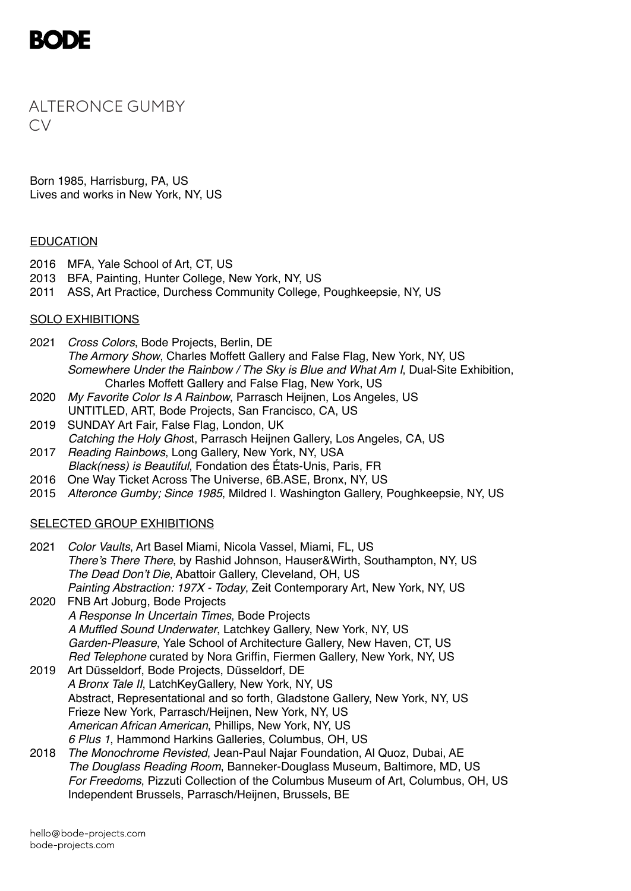# BODE

## ALTERONCE GUMBY
CV

Born 1985, Harrisburg, PA, US
Lives and works in New York, NY, US

### EDUCATION

2016 MFA, Yale School of Art, CT, US
2013 BFA, Painting, Hunter College, New York, NY, US
2011 ASS, Art Practice, Durchess Community College, Poughkeepsie, NY, US

### SOLO EXHIBITIONS

2021 *Cross Colors*, Bode Projects, Berlin, DE
*The Armory Show*, Charles Moffett Gallery and False Flag, New York, NY, US
*Somewhere Under the Rainbow / The Sky is Blue and What Am I*, Dual-Site Exhibition, Charles Moffett Gallery and False Flag, New York, US
2020 *My Favorite Color Is A Rainbow*, Parrasch Heijnen, Los Angeles, US
UNTITLED, ART, Bode Projects, San Francisco, CA, US
2019 SUNDAY Art Fair, False Flag, London, UK
*Catching the Holy Ghos*t, Parrasch Heijnen Gallery, Los Angeles, CA, US
2017 *Reading Rainbows*, Long Gallery, New York, NY, USA
*Black(ness) is Beautiful*, Fondation des États-Unis, Paris, FR
2016 One Way Ticket Across The Universe, 6B.ASE, Bronx, NY, US
2015 *Alteronce Gumby; Since 1985*, Mildred I. Washington Gallery, Poughkeepsie, NY, US

### SELECTED GROUP EXHIBITIONS

2021 *Color Vaults*, Art Basel Miami, Nicola Vassel, Miami, FL, US
*There's There There*, by Rashid Johnson, Hauser&Wirth, Southampton, NY, US
*The Dead Don't Die*, Abattoir Gallery, Cleveland, OH, US
*Painting Abstraction: 197X - Today*, Zeit Contemporary Art, New York, NY, US
2020 FNB Art Joburg, Bode Projects
*A Response In Uncertain Times*, Bode Projects
*A Muffled Sound Underwater*, Latchkey Gallery, New York, NY, US
*Garden-Pleasure*, Yale School of Architecture Gallery, New Haven, CT, US
*Red Telephone* curated by Nora Griffin, Fiermen Gallery, New York, NY, US
2019 Art Düsseldorf, Bode Projects, Düsseldorf, DE
*A Bronx Tale II*, LatchKeyGallery, New York, NY, US
Abstract, Representational and so forth, Gladstone Gallery, New York, NY, US
Frieze New York, Parrasch/Heijnen, New York, NY, US
*American African American*, Phillips, New York, NY, US
*6 Plus 1*, Hammond Harkins Galleries, Columbus, OH, US
2018 *The Monochrome Revisted*, Jean-Paul Najar Foundation, Al Quoz, Dubai, AE
*The Douglass Reading Room*, Banneker-Douglass Museum, Baltimore, MD, US
*For Freedoms*, Pizzuti Collection of the Columbus Museum of Art, Columbus, OH, US
Independent Brussels, Parrasch/Heijnen, Brussels, BE

hello@bode-projects.com
bode-projects.com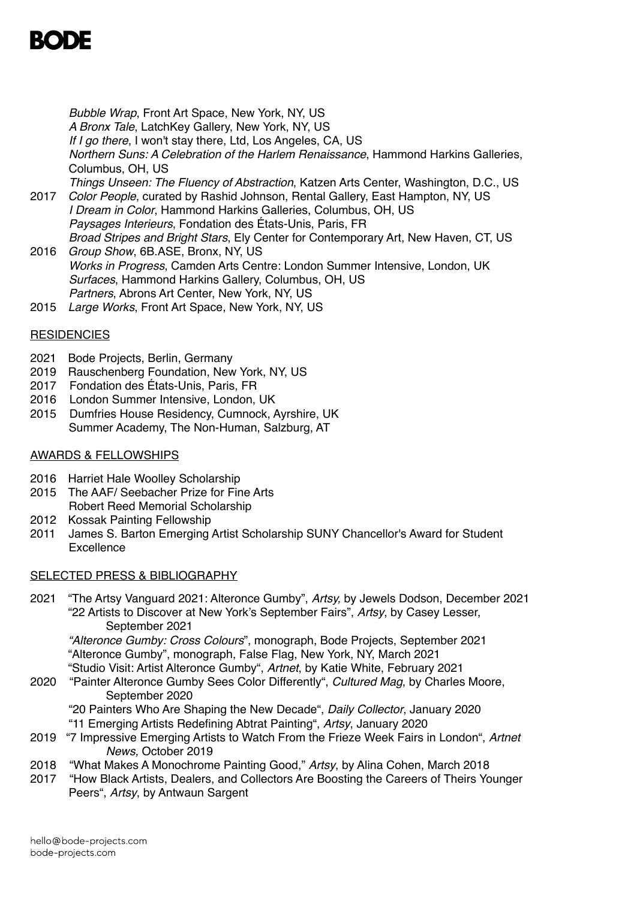*Bubble Wrap*, Front Art Space, New York, NY, US
*A Bronx Tale*, LatchKey Gallery, New York, NY, US
*If I go there*, I won't stay there, Ltd, Los Angeles, CA, US
*Northern Suns: A Celebration of the Harlem Renaissance*, Hammond Harkins Galleries, Columbus, OH, US
*Things Unseen: The Fluency of Abstraction*, Katzen Arts Center, Washington, D.C., US

2017 *Color People*, curated by Rashid Johnson, Rental Gallery, East Hampton, NY, US
*I Dream in Color*, Hammond Harkins Galleries, Columbus, OH, US
*Paysages Interieurs*, Fondation des États-Unis, Paris, FR
*Broad Stripes and Bright Stars*, Ely Center for Contemporary Art, New Haven, CT, US

2016 *Group Show*, 6B.ASE, Bronx, NY, US
*Works in Progress*, Camden Arts Centre: London Summer Intensive, London, UK
*Surfaces*, Hammond Harkins Gallery, Columbus, OH, US
*Partners*, Abrons Art Center, New York, NY, US

2015 *Large Works*, Front Art Space, New York, NY, US

## RESIDENCIES

2021 Bode Projects, Berlin, Germany
2019 Rauschenberg Foundation, New York, NY, US
2017 Fondation des États-Unis, Paris, FR
2016 London Summer Intensive, London, UK
2015 Dumfries House Residency, Cumnock, Ayrshire, UK
Summer Academy, The Non-Human, Salzburg, AT

## AWARDS & FELLOWSHIPS

2016 Harriet Hale Woolley Scholarship
2015 The AAF/ Seebacher Prize for Fine Arts
Robert Reed Memorial Scholarship
2012 Kossak Painting Fellowship
2011 James S. Barton Emerging Artist Scholarship SUNY Chancellor's Award for Student Excellence

## SELECTED PRESS & BIBLIOGRAPHY

2021 "The Artsy Vanguard 2021: Alteronce Gumby", *Artsy,* by Jewels Dodson, December 2021
"22 Artists to Discover at New York's September Fairs", *Artsy*, by Casey Lesser, September 2021
*"Alteronce Gumby: Cross Colours*", monograph, Bode Projects, September 2021
"Alteronce Gumby", monograph, False Flag, New York, NY, March 2021
"Studio Visit: Artist Alteronce Gumby", *Artnet*, by Katie White, February 2021

2020 "Painter Alteronce Gumby Sees Color Differently", *Cultured Mag*, by Charles Moore, September 2020
"20 Painters Who Are Shaping the New Decade", *Daily Collector*, January 2020
"11 Emerging Artists Redefining Abtrat Painting", *Artsy*, January 2020

2019 "7 Impressive Emerging Artists to Watch From the Frieze Week Fairs in London", *Artnet News,* October 2019

2018 "What Makes A Monochrome Painting Good," *Artsy*, by Alina Cohen, March 2018

2017 "How Black Artists, Dealers, and Collectors Are Boosting the Careers of Theirs Younger Peers", *Artsy*, by Antwaun Sargent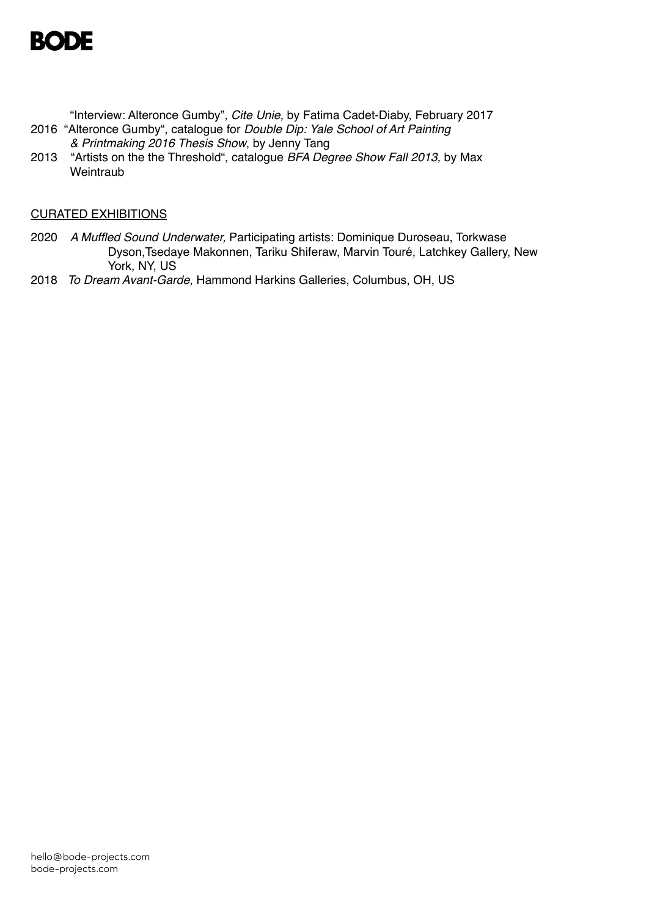"Interview: Alteronce Gumby", *Cite Unie*, by Fatima Cadet-Diaby, February 2017

2016 "Alteronce Gumby", catalogue for *Double Dip: Yale School of Art Painting & Printmaking 2016 Thesis Show*, by Jenny Tang

2013 "Artists on the the Threshold", catalogue *BFA Degree Show Fall 2013,* by Max Weintraub

## CURATED EXHIBITIONS

2020 *A Muffled Sound Underwater,* Participating artists: Dominique Duroseau, Torkwase Dyson,Tsedaye Makonnen, Tariku Shiferaw, Marvin Touré, Latchkey Gallery, New York, NY, US

2018 *To Dream Avant-Garde*, Hammond Harkins Galleries, Columbus, OH, US

hello@bode-projects.com
bode-projects.com